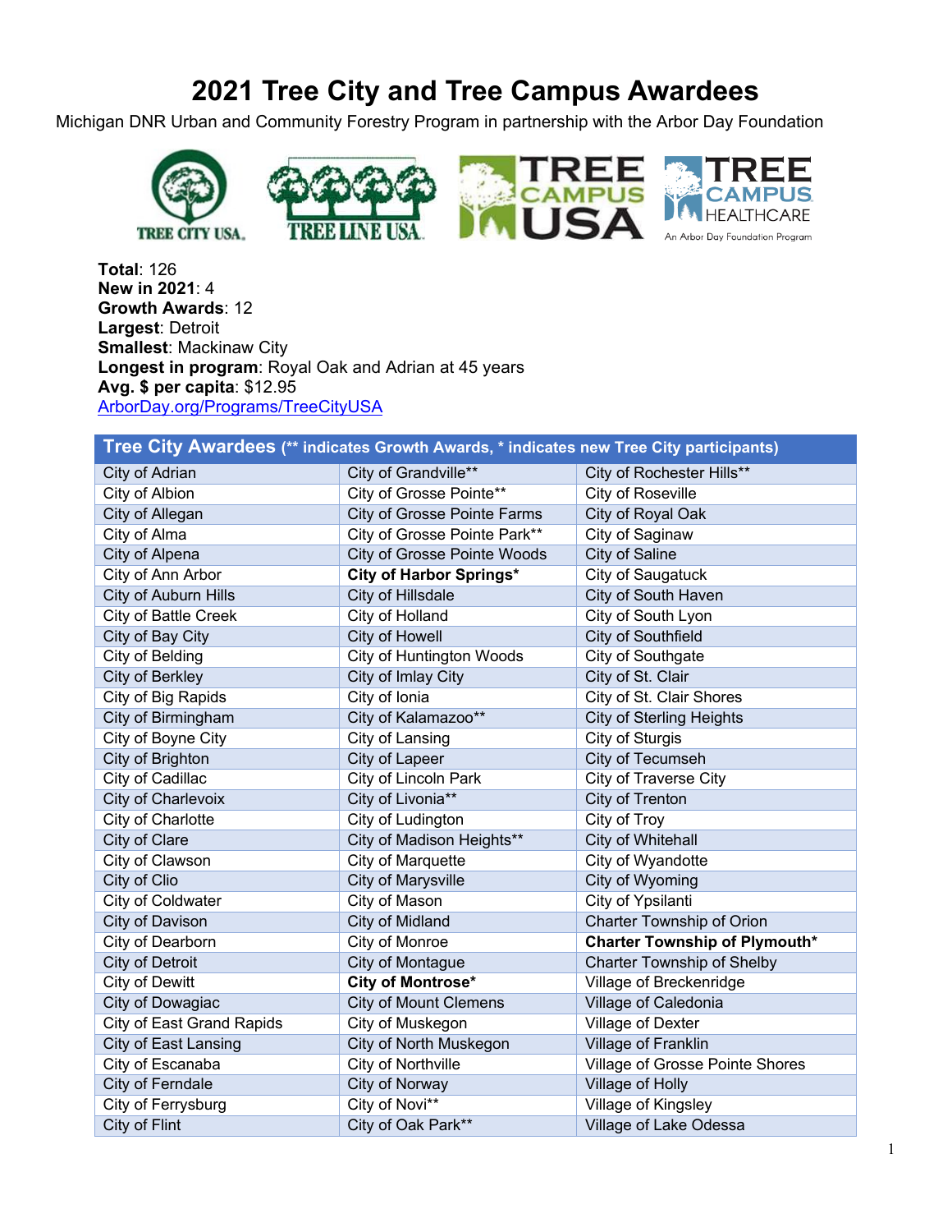# 2021 Tree City and Tree Campus Awardees

Michigan DNR Urban and Community Forestry Program in partnership with the Arbor Day Foundation

**Total**: 126
**New in 2021**: 4
**Growth Awards**: 12
**Largest**: Detroit
**Smallest**: Mackinaw City
**Longest in program**: Royal Oak and Adrian at 45 years
**Avg. $ per capita**: $12.95
[ArborDay.org/Programs/TreeCityUSA](ArborDay.org/Programs/TreeCityUSA)

| Tree City Awardees (** indicates Growth Awards, * indicates new Tree City participants) | | |
|---|---|---|
| City of Adrian | City of Grandville** | City of Rochester Hills** |
| City of Albion | City of Grosse Pointe** | City of Roseville |
| City of Allegan | City of Grosse Pointe Farms | City of Royal Oak |
| City of Alma | City of Grosse Pointe Park** | City of Saginaw |
| City of Alpena | City of Grosse Pointe Woods | City of Saline |
| City of Ann Arbor | **City of Harbor Springs*** | City of Saugatuck |
| City of Auburn Hills | City of Hillsdale | City of South Haven |
| City of Battle Creek | City of Holland | City of South Lyon |
| City of Bay City | City of Howell | City of Southfield |
| City of Belding | City of Huntington Woods | City of Southgate |
| City of Berkley | City of Imlay City | City of St. Clair |
| City of Big Rapids | City of Ionia | City of St. Clair Shores |
| City of Birmingham | City of Kalamazoo** | City of Sterling Heights |
| City of Boyne City | City of Lansing | City of Sturgis |
| City of Brighton | City of Lapeer | City of Tecumseh |
| City of Cadillac | City of Lincoln Park | City of Traverse City |
| City of Charlevoix | City of Livonia** | City of Trenton |
| City of Charlotte | City of Ludington | City of Troy |
| City of Clare | City of Madison Heights** | City of Whitehall |
| City of Clawson | City of Marquette | City of Wyandotte |
| City of Clio | City of Marysville | City of Wyoming |
| City of Coldwater | City of Mason | City of Ypsilanti |
| City of Davison | City of Midland | Charter Township of Orion |
| City of Dearborn | City of Monroe | **Charter Township of Plymouth*** |
| City of Detroit | City of Montague | Charter Township of Shelby |
| City of Dewitt | **City of Montrose*** | Village of Breckenridge |
| City of Dowagiac | City of Mount Clemens | Village of Caledonia |
| City of East Grand Rapids | City of Muskegon | Village of Dexter |
| City of East Lansing | City of North Muskegon | Village of Franklin |
| City of Escanaba | City of Northville | Village of Grosse Pointe Shores |
| City of Ferndale | City of Norway | Village of Holly |
| City of Ferrysburg | City of Novi** | Village of Kingsley |
| City of Flint | City of Oak Park** | Village of Lake Odessa |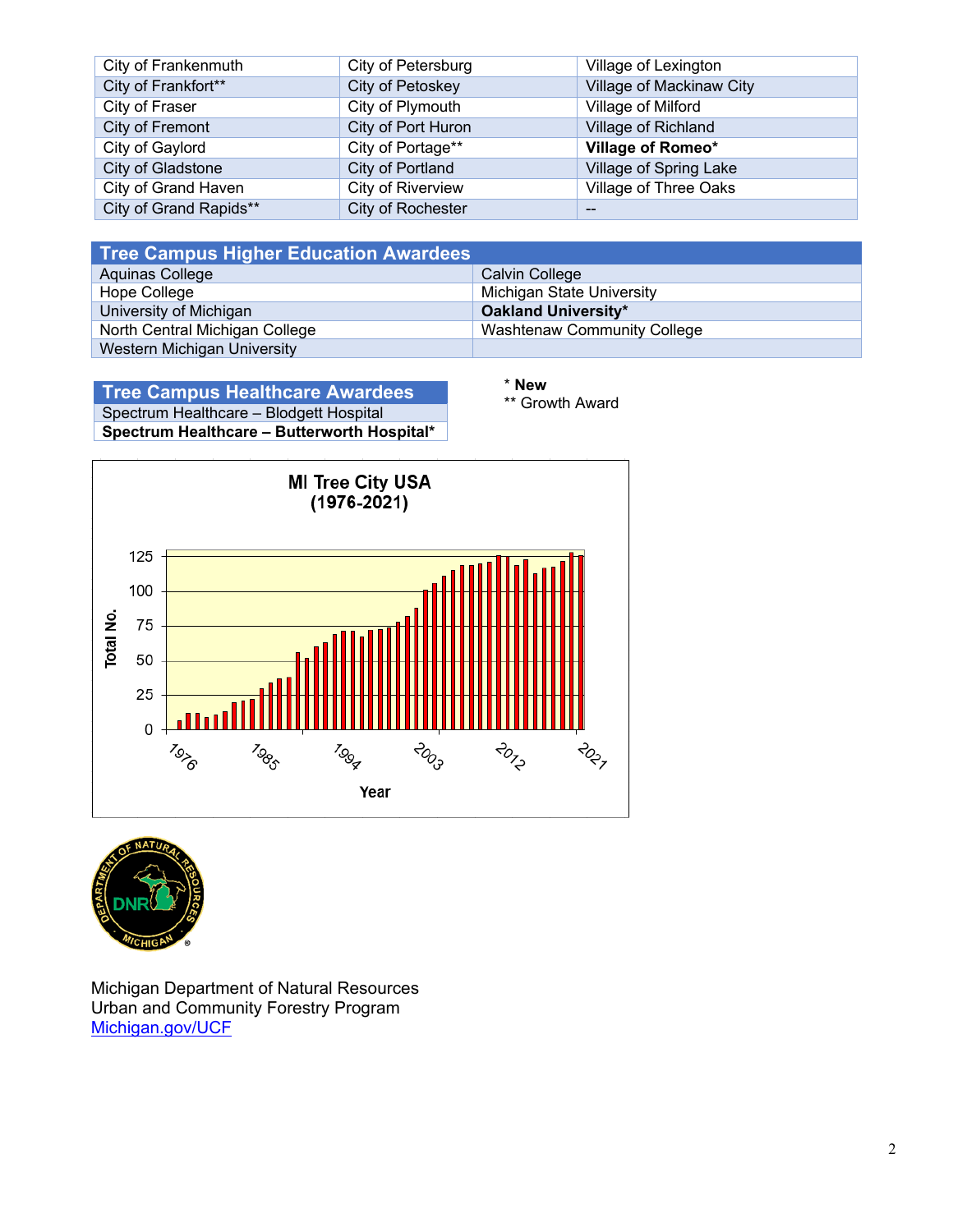| | | |
|---|---|---|
| City of Frankenmuth | City of Petersburg | Village of Lexington |
| City of Frankfort** | City of Petoskey | Village of Mackinaw City |
| City of Fraser | City of Plymouth | Village of Milford |
| City of Fremont | City of Port Huron | Village of Richland |
| City of Gaylord | City of Portage** | **Village of Romeo*** |
| City of Gladstone | City of Portland | Village of Spring Lake |
| City of Grand Haven | City of Riverview | Village of Three Oaks |
| City of Grand Rapids** | City of Rochester | -- |

## Tree Campus Higher Education Awardees

| | |
|---|---|
| Aquinas College | Calvin College |
| Hope College | Michigan State University |
| University of Michigan | **Oakland University*** |
| North Central Michigan College | Washtenaw Community College |
| Western Michigan University | |

## Tree Campus Healthcare Awardees

| |
|---|
| Spectrum Healthcare – Blodgett Hospital |
| **Spectrum Healthcare – Butterworth Hospital*** |

\* **New**
** Growth Award

MI Tree City USA
(1976-2021)

Total No.
125
100
75
50
25
0

1976
1985
1994
2003
2012
2021

Year

Michigan Department of Natural Resources
Urban and Community Forestry Program
[Michigan.gov/UCF](http://Michigan.gov/UCF)